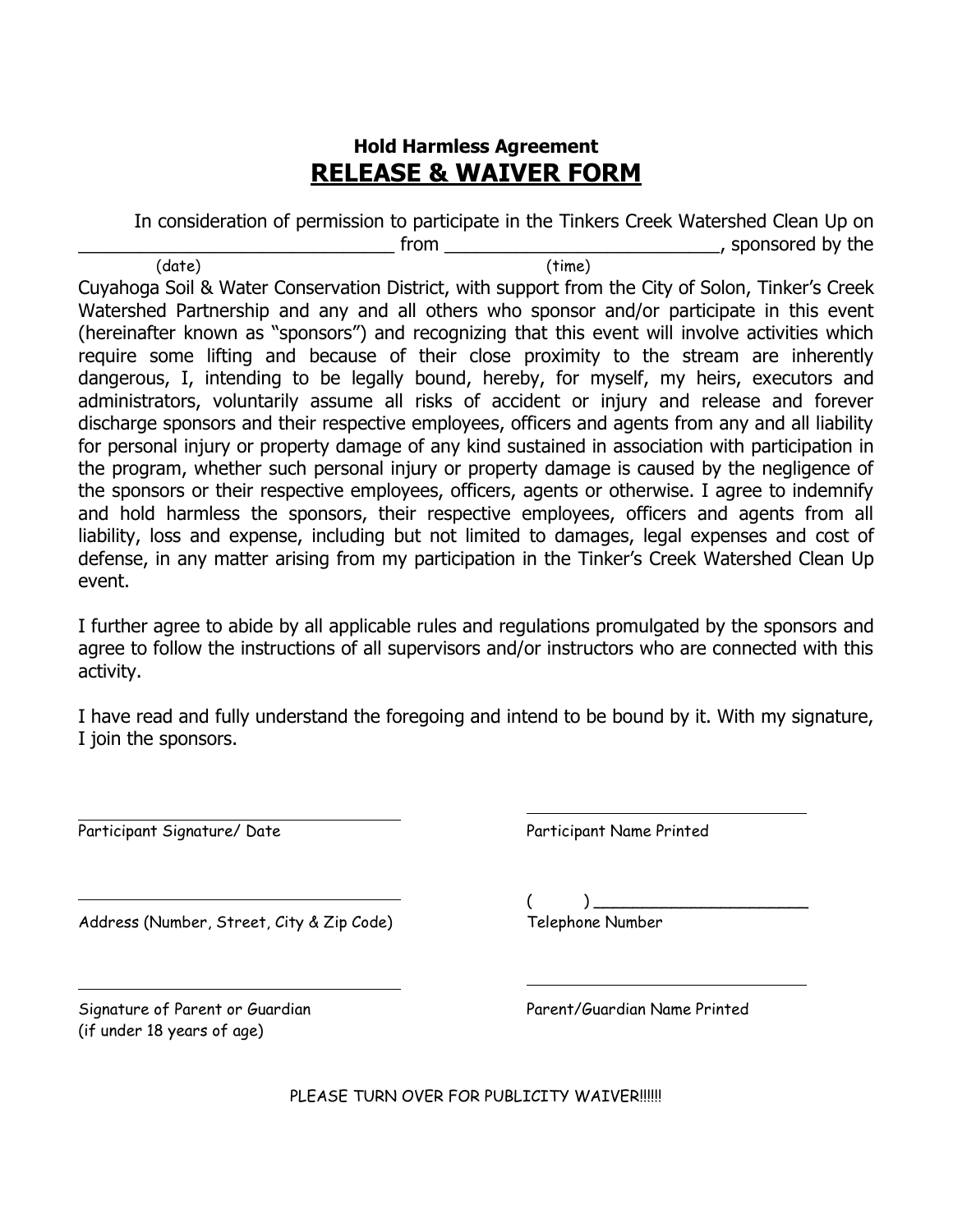**Hold Harmless Agreement**

# RELEASE & WAIVER FORM

In consideration of permission to participate in the Tinkers Creek Watershed Clean Up on ______________________________ from __________________________, sponsored by the
(date) (time)
Cuyahoga Soil & Water Conservation District, with support from the City of Solon, Tinker's Creek Watershed Partnership and any and all others who sponsor and/or participate in this event (hereinafter known as "sponsors") and recognizing that this event will involve activities which require some lifting and because of their close proximity to the stream are inherently dangerous, I, intending to be legally bound, hereby, for myself, my heirs, executors and administrators, voluntarily assume all risks of accident or injury and release and forever discharge sponsors and their respective employees, officers and agents from any and all liability for personal injury or property damage of any kind sustained in association with participation in the program, whether such personal injury or property damage is caused by the negligence of the sponsors or their respective employees, officers, agents or otherwise. I agree to indemnify and hold harmless the sponsors, their respective employees, officers and agents from all liability, loss and expense, including but not limited to damages, legal expenses and cost of defense, in any matter arising from my participation in the Tinker's Creek Watershed Clean Up event.

I further agree to abide by all applicable rules and regulations promulgated by the sponsors and agree to follow the instructions of all supervisors and/or instructors who are connected with this activity.

I have read and fully understand the foregoing and intend to be bound by it. With my signature, I join the sponsors.

__________________________________
Participant Signature/ Date

__________________________________
Participant Name Printed

__________________________________
Address (Number, Street, City & Zip Code)

(      ) ______________________
Telephone Number

__________________________________
Signature of Parent or Guardian
(if under 18 years of age)

__________________________________
Parent/Guardian Name Printed

PLEASE TURN OVER FOR PUBLICITY WAIVER!!!!!!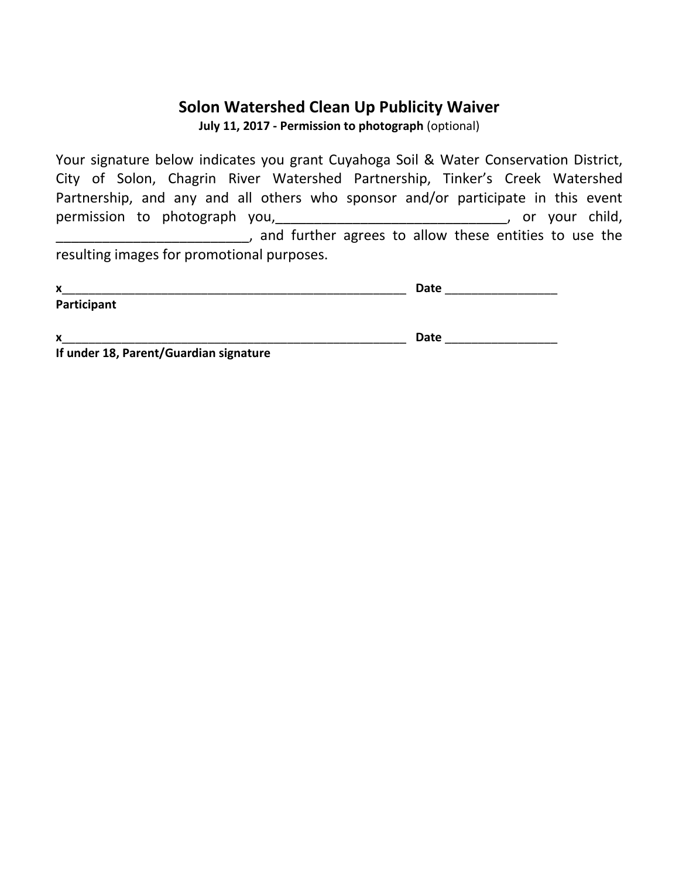# Solon Watershed Clean Up Publicity Waiver

**July 11, 2017 - Permission to photograph** (optional)

Your signature below indicates you grant Cuyahoga Soil & Water Conservation District, City of Solon, Chagrin River Watershed Partnership, Tinker's Creek Watershed Partnership, and any and all others who sponsor and/or participate in this event permission to photograph you,______________________________, or your child, _________________________, and further agrees to allow these entities to use the resulting images for promotional purposes.

**x**_____________________________________________________ **Date** ________________
**Participant**

**x**_____________________________________________________ **Date** ________________
**If under 18, Parent/Guardian signature**